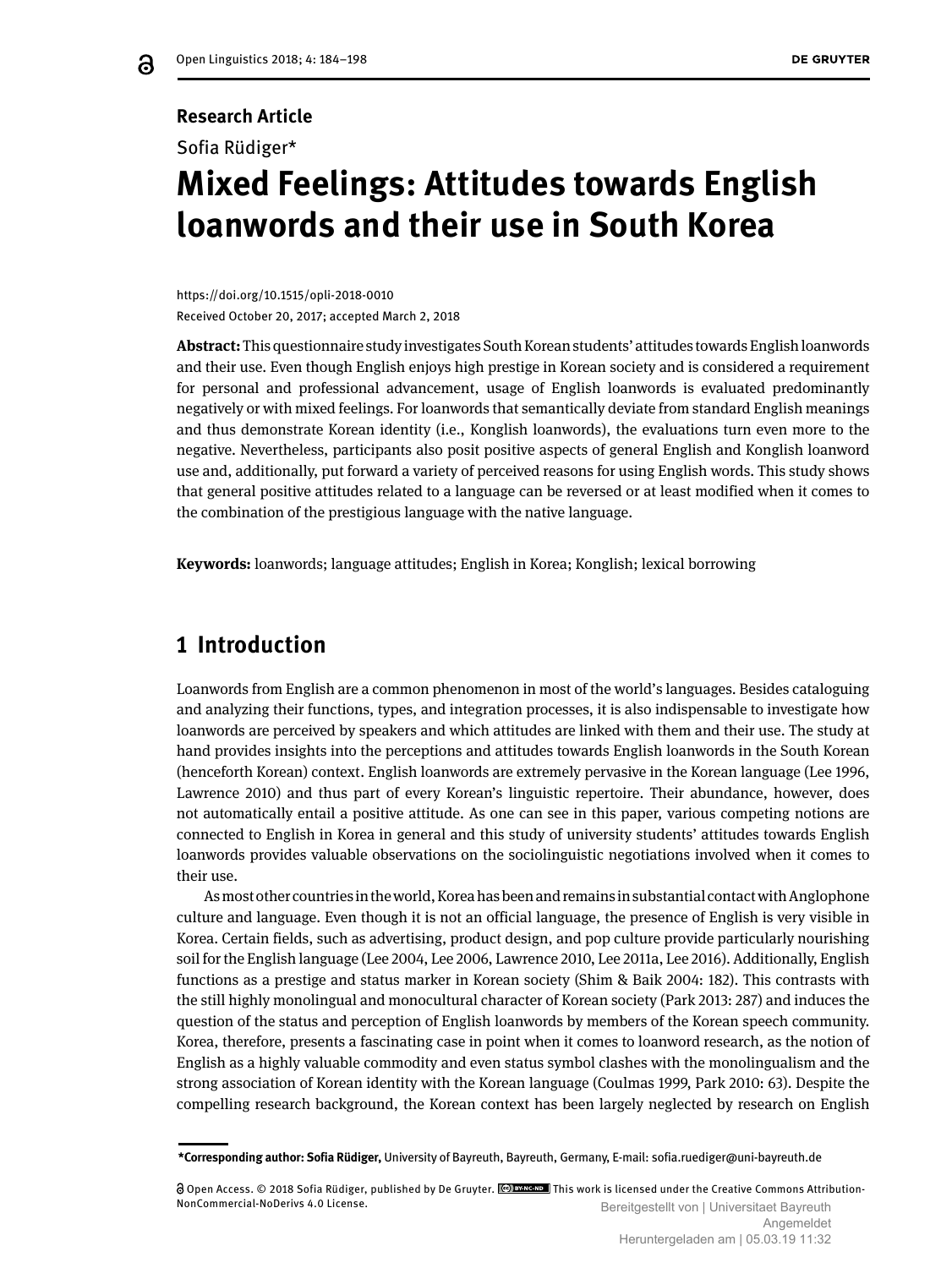Research Article

Sofia Rüdiger*

# Mixed Feelings: Attitudes towards English loanwords and their use in South Korea

https://doi.org/10.1515/opli-2018-0010

Received October 20, 2017; accepted March 2, 2018

**Abstract:** This questionnaire study investigates South Korean students' attitudes towards English loanwords and their use. Even though English enjoys high prestige in Korean society and is considered a requirement for personal and professional advancement, usage of English loanwords is evaluated predominantly negatively or with mixed feelings. For loanwords that semantically deviate from standard English meanings and thus demonstrate Korean identity (i.e., Konglish loanwords), the evaluations turn even more to the negative. Nevertheless, participants also posit positive aspects of general English and Konglish loanword use and, additionally, put forward a variety of perceived reasons for using English words. This study shows that general positive attitudes related to a language can be reversed or at least modified when it comes to the combination of the prestigious language with the native language.

**Keywords:** loanwords; language attitudes; English in Korea; Konglish; lexical borrowing

## 1 Introduction

Loanwords from English are a common phenomenon in most of the world's languages. Besides cataloguing and analyzing their functions, types, and integration processes, it is also indispensable to investigate how loanwords are perceived by speakers and which attitudes are linked with them and their use. The study at hand provides insights into the perceptions and attitudes towards English loanwords in the South Korean (henceforth Korean) context. English loanwords are extremely pervasive in the Korean language (Lee 1996, Lawrence 2010) and thus part of every Korean's linguistic repertoire. Their abundance, however, does not automatically entail a positive attitude. As one can see in this paper, various competing notions are connected to English in Korea in general and this study of university students' attitudes towards English loanwords provides valuable observations on the sociolinguistic negotiations involved when it comes to their use.

As most other countries in the world, Korea has been and remains in substantial contact with Anglophone culture and language. Even though it is not an official language, the presence of English is very visible in Korea. Certain fields, such as advertising, product design, and pop culture provide particularly nourishing soil for the English language (Lee 2004, Lee 2006, Lawrence 2010, Lee 2011a, Lee 2016). Additionally, English functions as a prestige and status marker in Korean society (Shim & Baik 2004: 182). This contrasts with the still highly monolingual and monocultural character of Korean society (Park 2013: 287) and induces the question of the status and perception of English loanwords by members of the Korean speech community. Korea, therefore, presents a fascinating case in point when it comes to loanword research, as the notion of English as a highly valuable commodity and even status symbol clashes with the monolingualism and the strong association of Korean identity with the Korean language (Coulmas 1999, Park 2010: 63). Despite the compelling research background, the Korean context has been largely neglected by research on English

---

***Corresponding author: Sofia Rüdiger,** University of Bayreuth, Bayreuth, Germany, E-mail: sofia.ruediger@uni-bayreuth.de

Open Access. © 2018 Sofia Rüdiger, published by De Gruyter. This work is licensed under the Creative Commons Attribution-NonCommercial-NoDerivs 4.0 License.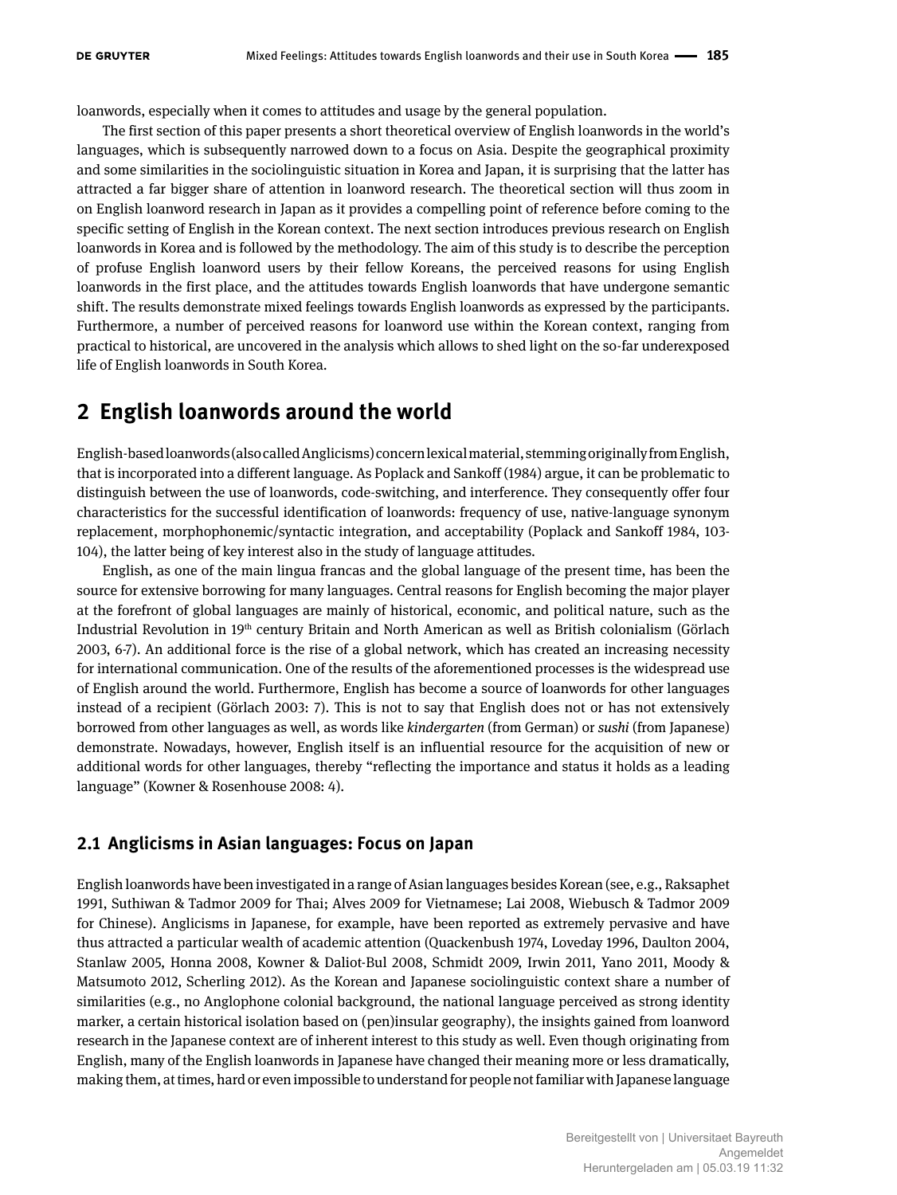loanwords, especially when it comes to attitudes and usage by the general population.

The first section of this paper presents a short theoretical overview of English loanwords in the world's languages, which is subsequently narrowed down to a focus on Asia. Despite the geographical proximity and some similarities in the sociolinguistic situation in Korea and Japan, it is surprising that the latter has attracted a far bigger share of attention in loanword research. The theoretical section will thus zoom in on English loanword research in Japan as it provides a compelling point of reference before coming to the specific setting of English in the Korean context. The next section introduces previous research on English loanwords in Korea and is followed by the methodology. The aim of this study is to describe the perception of profuse English loanword users by their fellow Koreans, the perceived reasons for using English loanwords in the first place, and the attitudes towards English loanwords that have undergone semantic shift. The results demonstrate mixed feelings towards English loanwords as expressed by the participants. Furthermore, a number of perceived reasons for loanword use within the Korean context, ranging from practical to historical, are uncovered in the analysis which allows to shed light on the so-far underexposed life of English loanwords in South Korea.

## 2 English loanwords around the world

English-based loanwords (also called Anglicisms) concern lexical material, stemming originally from English, that is incorporated into a different language. As Poplack and Sankoff (1984) argue, it can be problematic to distinguish between the use of loanwords, code-switching, and interference. They consequently offer four characteristics for the successful identification of loanwords: frequency of use, native-language synonym replacement, morphophonemic/syntactic integration, and acceptability (Poplack and Sankoff 1984, 103-104), the latter being of key interest also in the study of language attitudes.

English, as one of the main lingua francas and the global language of the present time, has been the source for extensive borrowing for many languages. Central reasons for English becoming the major player at the forefront of global languages are mainly of historical, economic, and political nature, such as the Industrial Revolution in 19th century Britain and North American as well as British colonialism (Görlach 2003, 6-7). An additional force is the rise of a global network, which has created an increasing necessity for international communication. One of the results of the aforementioned processes is the widespread use of English around the world. Furthermore, English has become a source of loanwords for other languages instead of a recipient (Görlach 2003: 7). This is not to say that English does not or has not extensively borrowed from other languages as well, as words like *kindergarten* (from German) or *sushi* (from Japanese) demonstrate. Nowadays, however, English itself is an influential resource for the acquisition of new or additional words for other languages, thereby "reflecting the importance and status it holds as a leading language" (Kowner & Rosenhouse 2008: 4).

### 2.1 Anglicisms in Asian languages: Focus on Japan

English loanwords have been investigated in a range of Asian languages besides Korean (see, e.g., Raksaphet 1991, Suthiwan & Tadmor 2009 for Thai; Alves 2009 for Vietnamese; Lai 2008, Wiebusch & Tadmor 2009 for Chinese). Anglicisms in Japanese, for example, have been reported as extremely pervasive and have thus attracted a particular wealth of academic attention (Quackenbush 1974, Loveday 1996, Daulton 2004, Stanlaw 2005, Honna 2008, Kowner & Daliot-Bul 2008, Schmidt 2009, Irwin 2011, Yano 2011, Moody & Matsumoto 2012, Scherling 2012). As the Korean and Japanese sociolinguistic context share a number of similarities (e.g., no Anglophone colonial background, the national language perceived as strong identity marker, a certain historical isolation based on (pen)insular geography), the insights gained from loanword research in the Japanese context are of inherent interest to this study as well. Even though originating from English, many of the English loanwords in Japanese have changed their meaning more or less dramatically, making them, at times, hard or even impossible to understand for people not familiar with Japanese language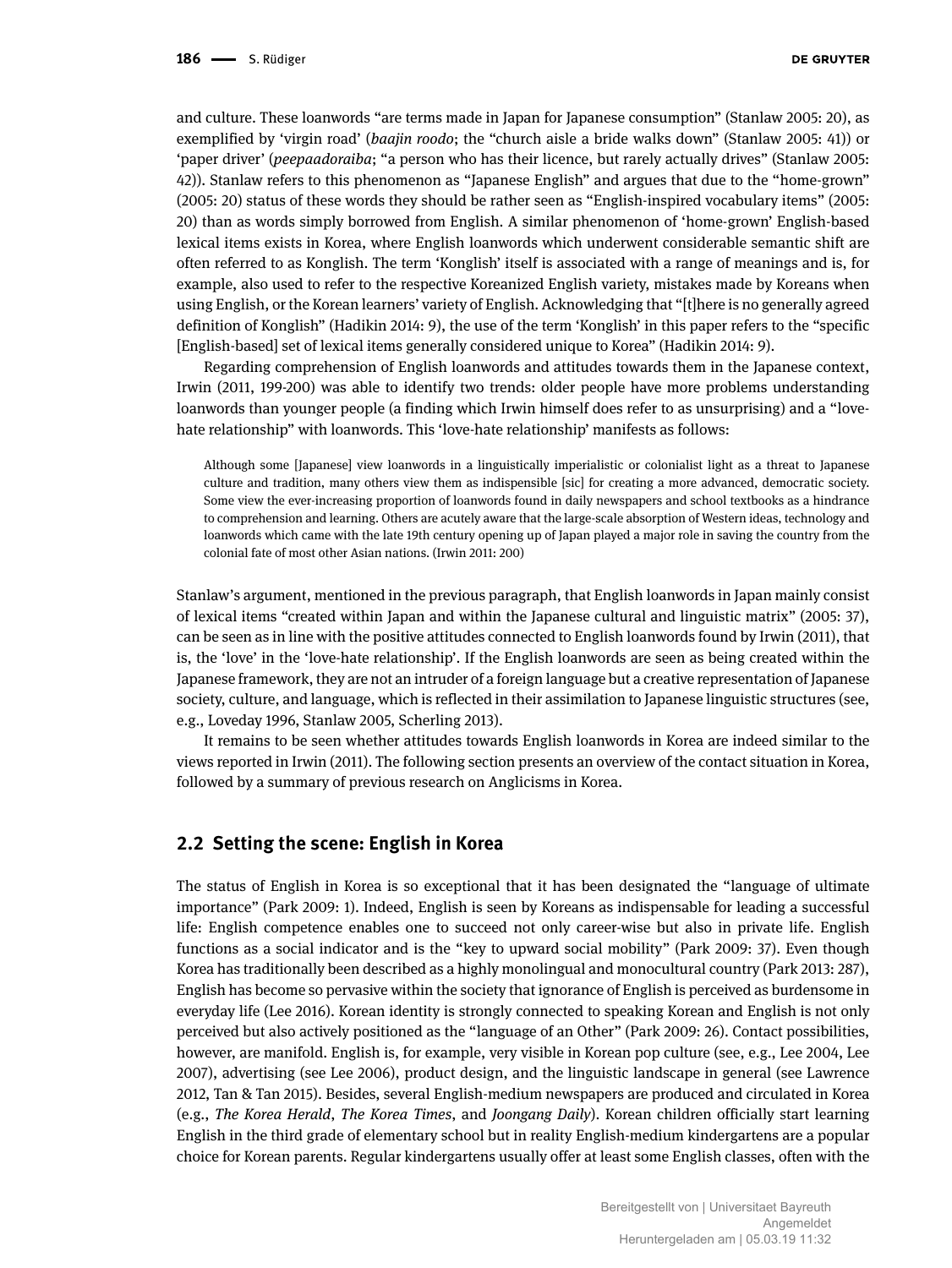and culture. These loanwords "are terms made in Japan for Japanese consumption" (Stanlaw 2005: 20), as exemplified by 'virgin road' (*baajin roodo*; the "church aisle a bride walks down" (Stanlaw 2005: 41)) or 'paper driver' (*peepaadoraiba*; "a person who has their licence, but rarely actually drives" (Stanlaw 2005: 42)). Stanlaw refers to this phenomenon as "Japanese English" and argues that due to the "home-grown" (2005: 20) status of these words they should be rather seen as "English-inspired vocabulary items" (2005: 20) than as words simply borrowed from English. A similar phenomenon of 'home-grown' English-based lexical items exists in Korea, where English loanwords which underwent considerable semantic shift are often referred to as Konglish. The term 'Konglish' itself is associated with a range of meanings and is, for example, also used to refer to the respective Koreanized English variety, mistakes made by Koreans when using English, or the Korean learners' variety of English. Acknowledging that "[t]here is no generally agreed definition of Konglish" (Hadikin 2014: 9), the use of the term 'Konglish' in this paper refers to the "specific [English-based] set of lexical items generally considered unique to Korea" (Hadikin 2014: 9).

Regarding comprehension of English loanwords and attitudes towards them in the Japanese context, Irwin (2011, 199-200) was able to identify two trends: older people have more problems understanding loanwords than younger people (a finding which Irwin himself does refer to as unsurprising) and a "love-hate relationship" with loanwords. This 'love-hate relationship' manifests as follows:

> Although some [Japanese] view loanwords in a linguistically imperialistic or colonialist light as a threat to Japanese culture and tradition, many others view them as indispensible [sic] for creating a more advanced, democratic society. Some view the ever-increasing proportion of loanwords found in daily newspapers and school textbooks as a hindrance to comprehension and learning. Others are acutely aware that the large-scale absorption of Western ideas, technology and loanwords which came with the late 19th century opening up of Japan played a major role in saving the country from the colonial fate of most other Asian nations. (Irwin 2011: 200)

Stanlaw's argument, mentioned in the previous paragraph, that English loanwords in Japan mainly consist of lexical items "created within Japan and within the Japanese cultural and linguistic matrix" (2005: 37), can be seen as in line with the positive attitudes connected to English loanwords found by Irwin (2011), that is, the 'love' in the 'love-hate relationship'. If the English loanwords are seen as being created within the Japanese framework, they are not an intruder of a foreign language but a creative representation of Japanese society, culture, and language, which is reflected in their assimilation to Japanese linguistic structures (see, e.g., Loveday 1996, Stanlaw 2005, Scherling 2013).

It remains to be seen whether attitudes towards English loanwords in Korea are indeed similar to the views reported in Irwin (2011). The following section presents an overview of the contact situation in Korea, followed by a summary of previous research on Anglicisms in Korea.

## 2.2 Setting the scene: English in Korea

The status of English in Korea is so exceptional that it has been designated the "language of ultimate importance" (Park 2009: 1). Indeed, English is seen by Koreans as indispensable for leading a successful life: English competence enables one to succeed not only career-wise but also in private life. English functions as a social indicator and is the "key to upward social mobility" (Park 2009: 37). Even though Korea has traditionally been described as a highly monolingual and monocultural country (Park 2013: 287), English has become so pervasive within the society that ignorance of English is perceived as burdensome in everyday life (Lee 2016). Korean identity is strongly connected to speaking Korean and English is not only perceived but also actively positioned as the "language of an Other" (Park 2009: 26). Contact possibilities, however, are manifold. English is, for example, very visible in Korean pop culture (see, e.g., Lee 2004, Lee 2007), advertising (see Lee 2006), product design, and the linguistic landscape in general (see Lawrence 2012, Tan & Tan 2015). Besides, several English-medium newspapers are produced and circulated in Korea (e.g., *The Korea Herald*, *The Korea Times*, and *Joongang Daily*). Korean children officially start learning English in the third grade of elementary school but in reality English-medium kindergartens are a popular choice for Korean parents. Regular kindergartens usually offer at least some English classes, often with the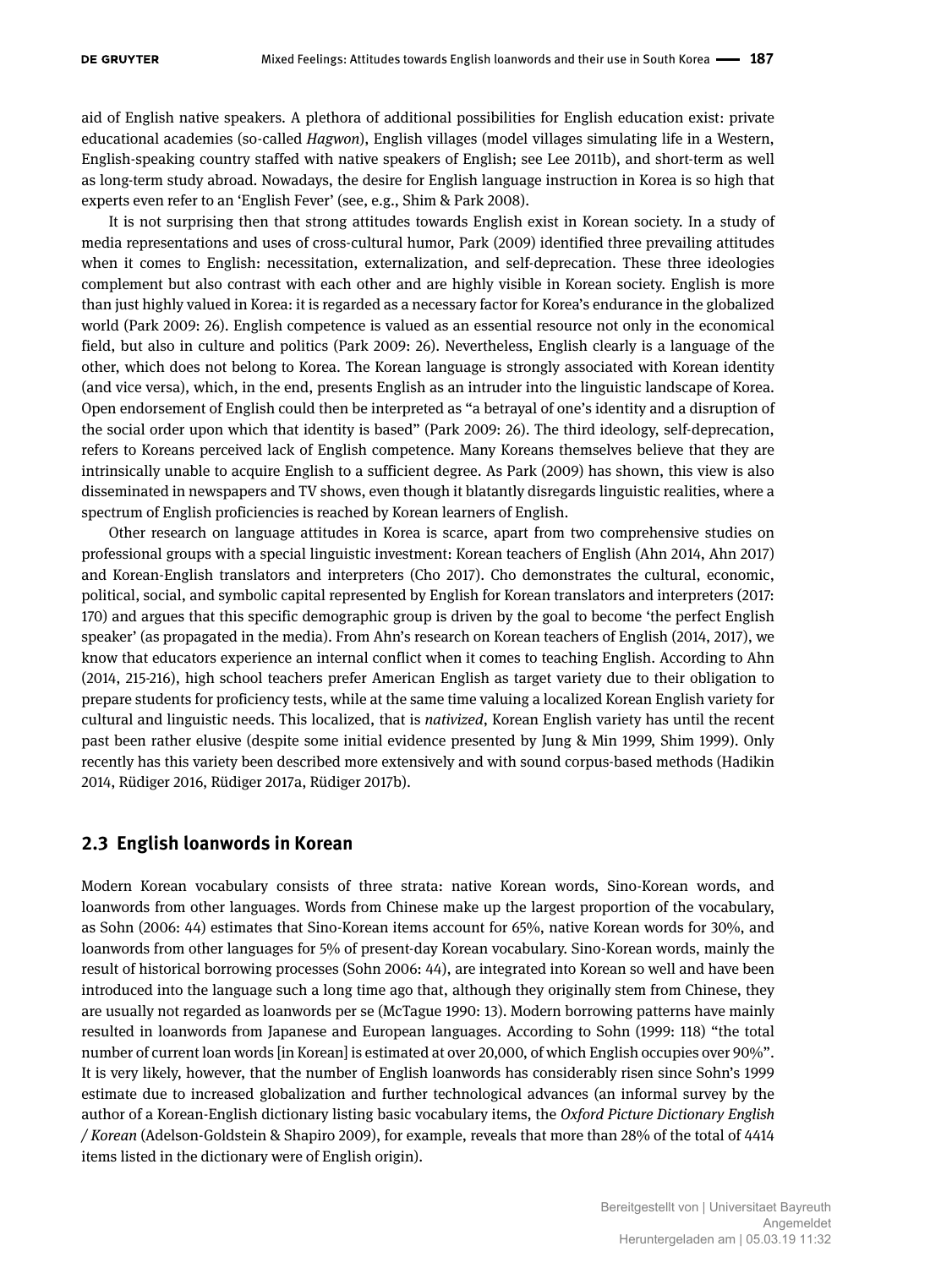aid of English native speakers. A plethora of additional possibilities for English education exist: private educational academies (so-called *Hagwon*), English villages (model villages simulating life in a Western, English-speaking country staffed with native speakers of English; see Lee 2011b), and short-term as well as long-term study abroad. Nowadays, the desire for English language instruction in Korea is so high that experts even refer to an 'English Fever' (see, e.g., Shim & Park 2008).

It is not surprising then that strong attitudes towards English exist in Korean society. In a study of media representations and uses of cross-cultural humor, Park (2009) identified three prevailing attitudes when it comes to English: necessitation, externalization, and self-deprecation. These three ideologies complement but also contrast with each other and are highly visible in Korean society. English is more than just highly valued in Korea: it is regarded as a necessary factor for Korea's endurance in the globalized world (Park 2009: 26). English competence is valued as an essential resource not only in the economical field, but also in culture and politics (Park 2009: 26). Nevertheless, English clearly is a language of the other, which does not belong to Korea. The Korean language is strongly associated with Korean identity (and vice versa), which, in the end, presents English as an intruder into the linguistic landscape of Korea. Open endorsement of English could then be interpreted as "a betrayal of one's identity and a disruption of the social order upon which that identity is based" (Park 2009: 26). The third ideology, self-deprecation, refers to Koreans perceived lack of English competence. Many Koreans themselves believe that they are intrinsically unable to acquire English to a sufficient degree. As Park (2009) has shown, this view is also disseminated in newspapers and TV shows, even though it blatantly disregards linguistic realities, where a spectrum of English proficiencies is reached by Korean learners of English.

Other research on language attitudes in Korea is scarce, apart from two comprehensive studies on professional groups with a special linguistic investment: Korean teachers of English (Ahn 2014, Ahn 2017) and Korean-English translators and interpreters (Cho 2017). Cho demonstrates the cultural, economic, political, social, and symbolic capital represented by English for Korean translators and interpreters (2017: 170) and argues that this specific demographic group is driven by the goal to become 'the perfect English speaker' (as propagated in the media). From Ahn's research on Korean teachers of English (2014, 2017), we know that educators experience an internal conflict when it comes to teaching English. According to Ahn (2014, 215-216), high school teachers prefer American English as target variety due to their obligation to prepare students for proficiency tests, while at the same time valuing a localized Korean English variety for cultural and linguistic needs. This localized, that is *nativized*, Korean English variety has until the recent past been rather elusive (despite some initial evidence presented by Jung & Min 1999, Shim 1999). Only recently has this variety been described more extensively and with sound corpus-based methods (Hadikin 2014, Rüdiger 2016, Rüdiger 2017a, Rüdiger 2017b).

## 2.3 English loanwords in Korean

Modern Korean vocabulary consists of three strata: native Korean words, Sino-Korean words, and loanwords from other languages. Words from Chinese make up the largest proportion of the vocabulary, as Sohn (2006: 44) estimates that Sino-Korean items account for 65%, native Korean words for 30%, and loanwords from other languages for 5% of present-day Korean vocabulary. Sino-Korean words, mainly the result of historical borrowing processes (Sohn 2006: 44), are integrated into Korean so well and have been introduced into the language such a long time ago that, although they originally stem from Chinese, they are usually not regarded as loanwords per se (McTague 1990: 13). Modern borrowing patterns have mainly resulted in loanwords from Japanese and European languages. According to Sohn (1999: 118) "the total number of current loan words [in Korean] is estimated at over 20,000, of which English occupies over 90%". It is very likely, however, that the number of English loanwords has considerably risen since Sohn's 1999 estimate due to increased globalization and further technological advances (an informal survey by the author of a Korean-English dictionary listing basic vocabulary items, the *Oxford Picture Dictionary English / Korean* (Adelson-Goldstein & Shapiro 2009), for example, reveals that more than 28% of the total of 4414 items listed in the dictionary were of English origin).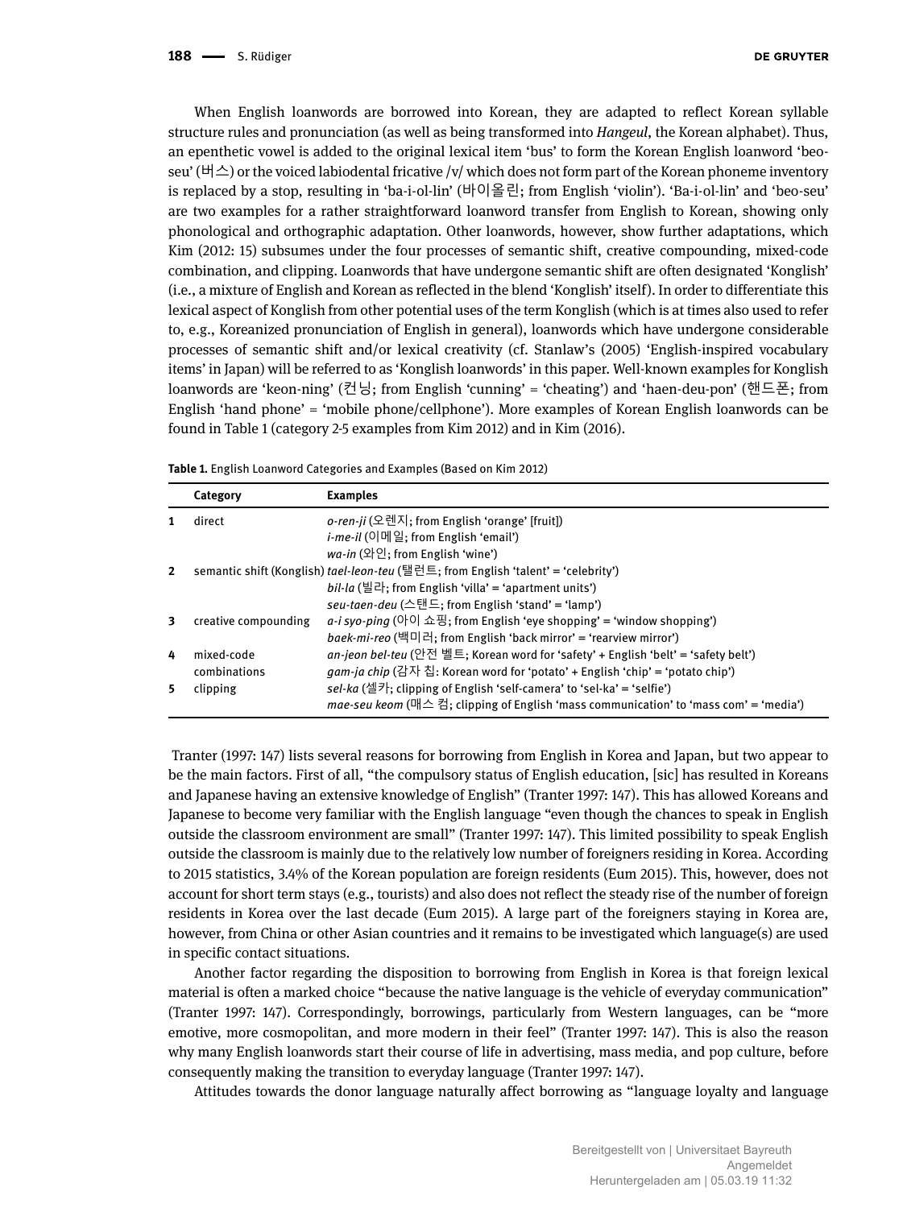When English loanwords are borrowed into Korean, they are adapted to reflect Korean syllable structure rules and pronunciation (as well as being transformed into *Hangeul*, the Korean alphabet). Thus, an epenthetic vowel is added to the original lexical item 'bus' to form the Korean English loanword 'beo-seu' (버스) or the voiced labiodental fricative /v/ which does not form part of the Korean phoneme inventory is replaced by a stop, resulting in 'ba-i-ol-lin' (바이올린; from English 'violin'). 'Ba-i-ol-lin' and 'beo-seu' are two examples for a rather straightforward loanword transfer from English to Korean, showing only phonological and orthographic adaptation. Other loanwords, however, show further adaptations, which Kim (2012: 15) subsumes under the four processes of semantic shift, creative compounding, mixed-code combination, and clipping. Loanwords that have undergone semantic shift are often designated 'Konglish' (i.e., a mixture of English and Korean as reflected in the blend 'Konglish' itself). In order to differentiate this lexical aspect of Konglish from other potential uses of the term Konglish (which is at times also used to refer to, e.g., Koreanized pronunciation of English in general), loanwords which have undergone considerable processes of semantic shift and/or lexical creativity (cf. Stanlaw's (2005) 'English-inspired vocabulary items' in Japan) will be referred to as 'Konglish loanwords' in this paper. Well-known examples for Konglish loanwords are 'keon-ning' (컨닝; from English 'cunning' = 'cheating') and 'haen-deu-pon' (핸드폰; from English 'hand phone' = 'mobile phone/cellphone'). More examples of Korean English loanwords can be found in Table 1 (category 2-5 examples from Kim 2012) and in Kim (2016).

**Table 1.** English Loanword Categories and Examples (Based on Kim 2012)

| | Category | Examples |
|---|---|---|
| 1 | direct | *o-ren-ji* (오렌지; from English 'orange' [fruit])<br>*i-me-il* (이메일; from English 'email')<br>*wa-in* (와인; from English 'wine') |
| 2 | semantic shift (Konglish) | *tael-leon-teu* (탤런트; from English 'talent' = 'celebrity')<br>*bil-la* (빌라; from English 'villa' = 'apartment units')<br>*seu-taen-deu* (스탠드; from English 'stand' = 'lamp') |
| 3 | creative compounding | *a-i syo-ping* (아이 쇼핑; from English 'eye shopping' = 'window shopping')<br>*baek-mi-reo* (백미러; from English 'back mirror' = 'rearview mirror') |
| 4 | mixed-code combinations | *an-jeon bel-teu* (안전 벨트; Korean word for 'safety' + English 'belt' = 'safety belt')<br>*gam-ja chip* (감자 칩: Korean word for 'potato' + English 'chip' = 'potato chip') |
| 5 | clipping | *sel-ka* (셀카; clipping of English 'self-camera' to 'sel-ka' = 'selfie')<br>*mae-seu keom* (매스 컴; clipping of English 'mass communication' to 'mass com' = 'media') |

Tranter (1997: 147) lists several reasons for borrowing from English in Korea and Japan, but two appear to be the main factors. First of all, "the compulsory status of English education, [sic] has resulted in Koreans and Japanese having an extensive knowledge of English" (Tranter 1997: 147). This has allowed Koreans and Japanese to become very familiar with the English language "even though the chances to speak in English outside the classroom environment are small" (Tranter 1997: 147). This limited possibility to speak English outside the classroom is mainly due to the relatively low number of foreigners residing in Korea. According to 2015 statistics, 3.4% of the Korean population are foreign residents (Eum 2015). This, however, does not account for short term stays (e.g., tourists) and also does not reflect the steady rise of the number of foreign residents in Korea over the last decade (Eum 2015). A large part of the foreigners staying in Korea are, however, from China or other Asian countries and it remains to be investigated which language(s) are used in specific contact situations.

Another factor regarding the disposition to borrowing from English in Korea is that foreign lexical material is often a marked choice "because the native language is the vehicle of everyday communication" (Tranter 1997: 147). Correspondingly, borrowings, particularly from Western languages, can be "more emotive, more cosmopolitan, and more modern in their feel" (Tranter 1997: 147). This is also the reason why many English loanwords start their course of life in advertising, mass media, and pop culture, before consequently making the transition to everyday language (Tranter 1997: 147).

Attitudes towards the donor language naturally affect borrowing as "language loyalty and language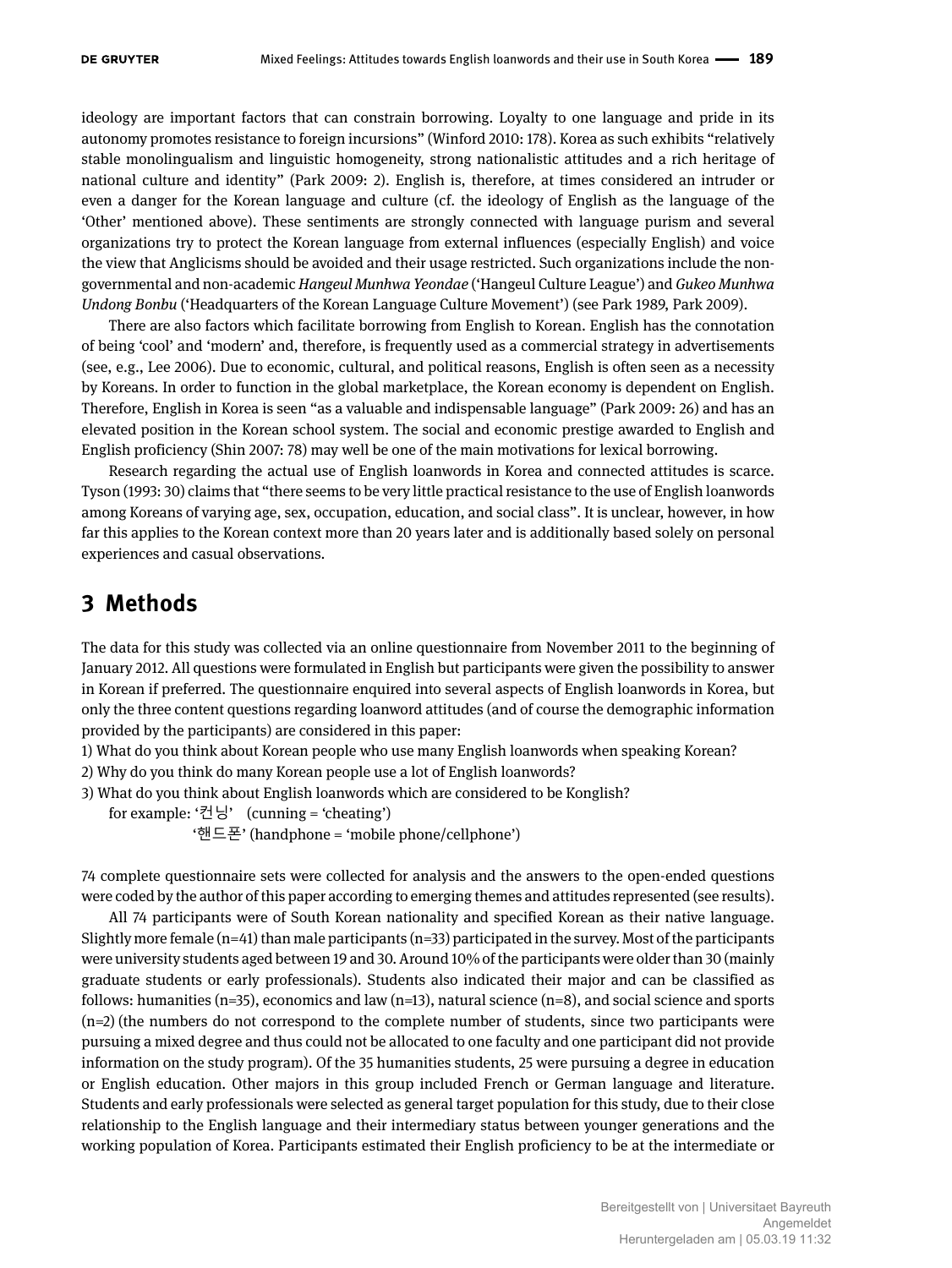ideology are important factors that can constrain borrowing. Loyalty to one language and pride in its autonomy promotes resistance to foreign incursions" (Winford 2010: 178). Korea as such exhibits "relatively stable monolingualism and linguistic homogeneity, strong nationalistic attitudes and a rich heritage of national culture and identity" (Park 2009: 2). English is, therefore, at times considered an intruder or even a danger for the Korean language and culture (cf. the ideology of English as the language of the 'Other' mentioned above). These sentiments are strongly connected with language purism and several organizations try to protect the Korean language from external influences (especially English) and voice the view that Anglicisms should be avoided and their usage restricted. Such organizations include the non-governmental and non-academic *Hangeul Munhwa Yeondae* ('Hangeul Culture League') and *Gukeo Munhwa Undong Bonbu* ('Headquarters of the Korean Language Culture Movement') (see Park 1989, Park 2009).

There are also factors which facilitate borrowing from English to Korean. English has the connotation of being 'cool' and 'modern' and, therefore, is frequently used as a commercial strategy in advertisements (see, e.g., Lee 2006). Due to economic, cultural, and political reasons, English is often seen as a necessity by Koreans. In order to function in the global marketplace, the Korean economy is dependent on English. Therefore, English in Korea is seen "as a valuable and indispensable language" (Park 2009: 26) and has an elevated position in the Korean school system. The social and economic prestige awarded to English and English proficiency (Shin 2007: 78) may well be one of the main motivations for lexical borrowing.

Research regarding the actual use of English loanwords in Korea and connected attitudes is scarce. Tyson (1993: 30) claims that "there seems to be very little practical resistance to the use of English loanwords among Koreans of varying age, sex, occupation, education, and social class". It is unclear, however, in how far this applies to the Korean context more than 20 years later and is additionally based solely on personal experiences and casual observations.

## 3 Methods

The data for this study was collected via an online questionnaire from November 2011 to the beginning of January 2012. All questions were formulated in English but participants were given the possibility to answer in Korean if preferred. The questionnaire enquired into several aspects of English loanwords in Korea, but only the three content questions regarding loanword attitudes (and of course the demographic information provided by the participants) are considered in this paper:

1) What do you think about Korean people who use many English loanwords when speaking Korean?
2) Why do you think do many Korean people use a lot of English loanwords?
3) What do you think about English loanwords which are considered to be Konglish?
   for example: '컨닝' (cunning = 'cheating')
   '핸드폰' (handphone = 'mobile phone/cellphone')

74 complete questionnaire sets were collected for analysis and the answers to the open-ended questions were coded by the author of this paper according to emerging themes and attitudes represented (see results).

All 74 participants were of South Korean nationality and specified Korean as their native language. Slightly more female (n=41) than male participants (n=33) participated in the survey. Most of the participants were university students aged between 19 and 30. Around 10% of the participants were older than 30 (mainly graduate students or early professionals). Students also indicated their major and can be classified as follows: humanities (n=35), economics and law (n=13), natural science (n=8), and social science and sports (n=2) (the numbers do not correspond to the complete number of students, since two participants were pursuing a mixed degree and thus could not be allocated to one faculty and one participant did not provide information on the study program). Of the 35 humanities students, 25 were pursuing a degree in education or English education. Other majors in this group included French or German language and literature. Students and early professionals were selected as general target population for this study, due to their close relationship to the English language and their intermediary status between younger generations and the working population of Korea. Participants estimated their English proficiency to be at the intermediate or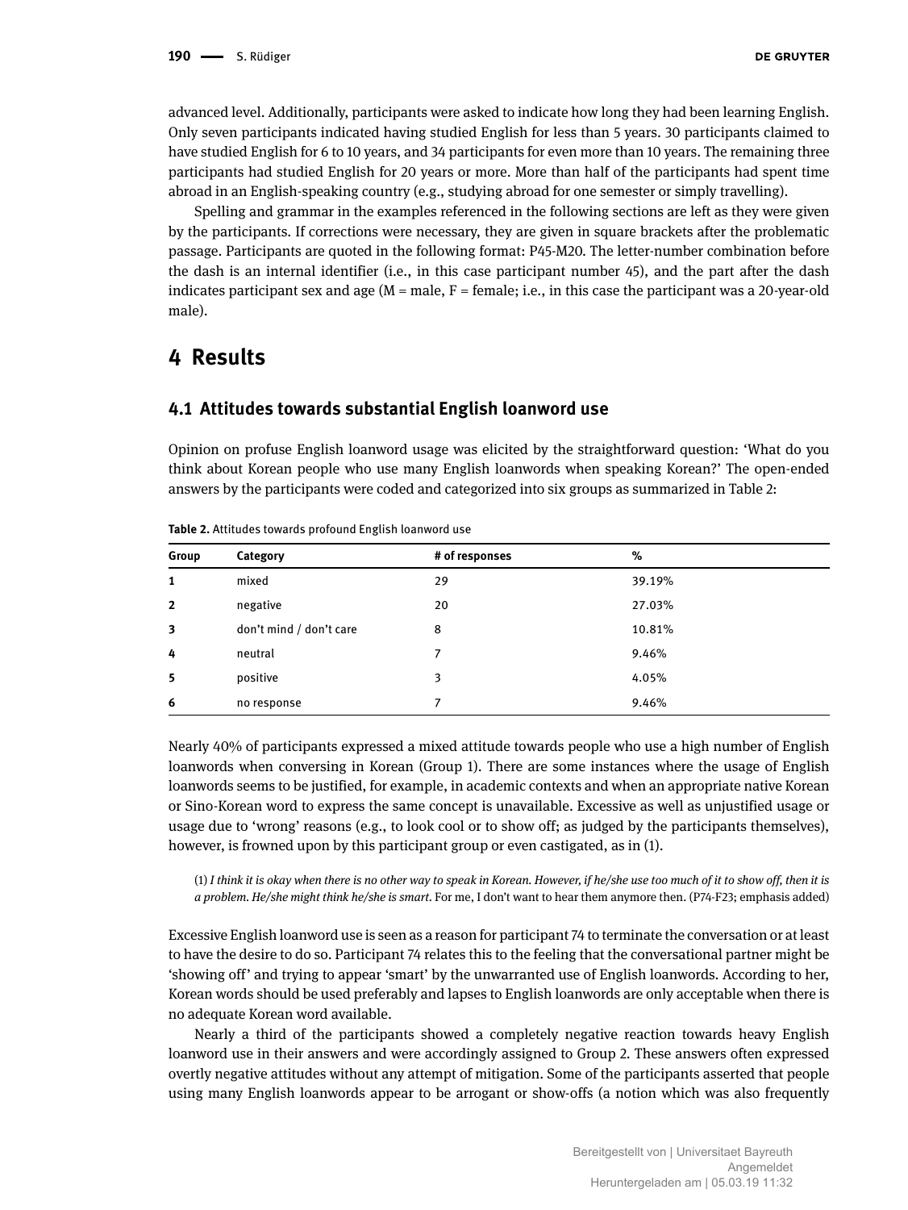advanced level. Additionally, participants were asked to indicate how long they had been learning English. Only seven participants indicated having studied English for less than 5 years. 30 participants claimed to have studied English for 6 to 10 years, and 34 participants for even more than 10 years. The remaining three participants had studied English for 20 years or more. More than half of the participants had spent time abroad in an English-speaking country (e.g., studying abroad for one semester or simply travelling).

Spelling and grammar in the examples referenced in the following sections are left as they were given by the participants. If corrections were necessary, they are given in square brackets after the problematic passage. Participants are quoted in the following format: P45-M20. The letter-number combination before the dash is an internal identifier (i.e., in this case participant number 45), and the part after the dash indicates participant sex and age (M = male, F = female; i.e., in this case the participant was a 20-year-old male).

# 4 Results

## 4.1 Attitudes towards substantial English loanword use

Opinion on profuse English loanword usage was elicited by the straightforward question: 'What do you think about Korean people who use many English loanwords when speaking Korean?' The open-ended answers by the participants were coded and categorized into six groups as summarized in Table 2:

**Table 2.** Attitudes towards profound English loanword use

| Group | Category | # of responses | % |
|---|---|---|---|
| 1 | mixed | 29 | 39.19% |
| 2 | negative | 20 | 27.03% |
| 3 | don't mind / don't care | 8 | 10.81% |
| 4 | neutral | 7 | 9.46% |
| 5 | positive | 3 | 4.05% |
| 6 | no response | 7 | 9.46% |

Nearly 40% of participants expressed a mixed attitude towards people who use a high number of English loanwords when conversing in Korean (Group 1). There are some instances where the usage of English loanwords seems to be justified, for example, in academic contexts and when an appropriate native Korean or Sino-Korean word to express the same concept is unavailable. Excessive as well as unjustified usage or usage due to 'wrong' reasons (e.g., to look cool or to show off; as judged by the participants themselves), however, is frowned upon by this participant group or even castigated, as in (1).

> (1) *I think it is okay when there is no other way to speak in Korean. However, if he/she use too much of it to show off, then it is a problem. He/she might think he/she is smart.* For me, I don't want to hear them anymore then. (P74-F23; emphasis added)

Excessive English loanword use is seen as a reason for participant 74 to terminate the conversation or at least to have the desire to do so. Participant 74 relates this to the feeling that the conversational partner might be 'showing off' and trying to appear 'smart' by the unwarranted use of English loanwords. According to her, Korean words should be used preferably and lapses to English loanwords are only acceptable when there is no adequate Korean word available.

Nearly a third of the participants showed a completely negative reaction towards heavy English loanword use in their answers and were accordingly assigned to Group 2. These answers often expressed overtly negative attitudes without any attempt of mitigation. Some of the participants asserted that people using many English loanwords appear to be arrogant or show-offs (a notion which was also frequently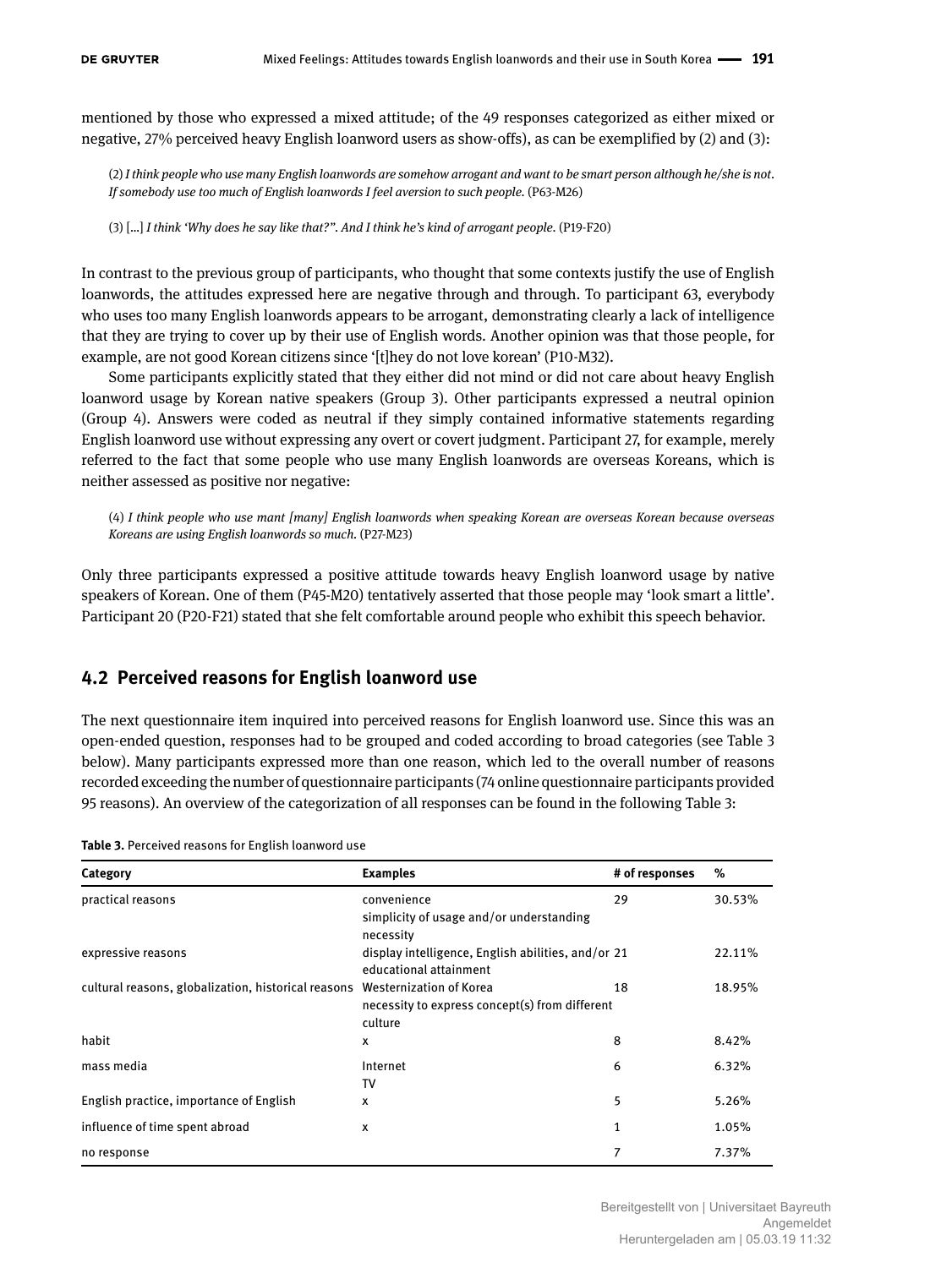mentioned by those who expressed a mixed attitude; of the 49 responses categorized as either mixed or negative, 27% perceived heavy English loanword users as show-offs), as can be exemplified by (2) and (3):

> (2) *I think people who use many English loanwords are somehow arrogant and want to be smart person although he/she is not. If somebody use too much of English loanwords I feel aversion to such people.* (P63-M26)

> (3) [...] *I think 'Why does he say like that?". And I think he's kind of arrogant people.* (P19-F20)

In contrast to the previous group of participants, who thought that some contexts justify the use of English loanwords, the attitudes expressed here are negative through and through. To participant 63, everybody who uses too many English loanwords appears to be arrogant, demonstrating clearly a lack of intelligence that they are trying to cover up by their use of English words. Another opinion was that those people, for example, are not good Korean citizens since '[t]hey do not love korean' (P10-M32).

Some participants explicitly stated that they either did not mind or did not care about heavy English loanword usage by Korean native speakers (Group 3). Other participants expressed a neutral opinion (Group 4). Answers were coded as neutral if they simply contained informative statements regarding English loanword use without expressing any overt or covert judgment. Participant 27, for example, merely referred to the fact that some people who use many English loanwords are overseas Koreans, which is neither assessed as positive nor negative:

> (4) *I think people who use mant [many] English loanwords when speaking Korean are overseas Korean because overseas Koreans are using English loanwords so much.* (P27-M23)

Only three participants expressed a positive attitude towards heavy English loanword usage by native speakers of Korean. One of them (P45-M20) tentatively asserted that those people may 'look smart a little'. Participant 20 (P20-F21) stated that she felt comfortable around people who exhibit this speech behavior.

## 4.2 Perceived reasons for English loanword use

The next questionnaire item inquired into perceived reasons for English loanword use. Since this was an open-ended question, responses had to be grouped and coded according to broad categories (see Table 3 below). Many participants expressed more than one reason, which led to the overall number of reasons recorded exceeding the number of questionnaire participants (74 online questionnaire participants provided 95 reasons). An overview of the categorization of all responses can be found in the following Table 3:

**Table 3.** Perceived reasons for English loanword use

| Category | Examples | # of responses | % |
|---|---|---|---|
| practical reasons | convenience<br>simplicity of usage and/or understanding<br>necessity | 29 | 30.53% |
| expressive reasons | display intelligence, English abilities, and/or educational attainment | 21 | 22.11% |
| cultural reasons, globalization, historical reasons | Westernization of Korea<br>necessity to express concept(s) from different culture | 18 | 18.95% |
| habit | x | 8 | 8.42% |
| mass media | Internet<br>TV | 6 | 6.32% |
| English practice, importance of English | x | 5 | 5.26% |
| influence of time spent abroad | x | 1 | 1.05% |
| no response | | 7 | 7.37% |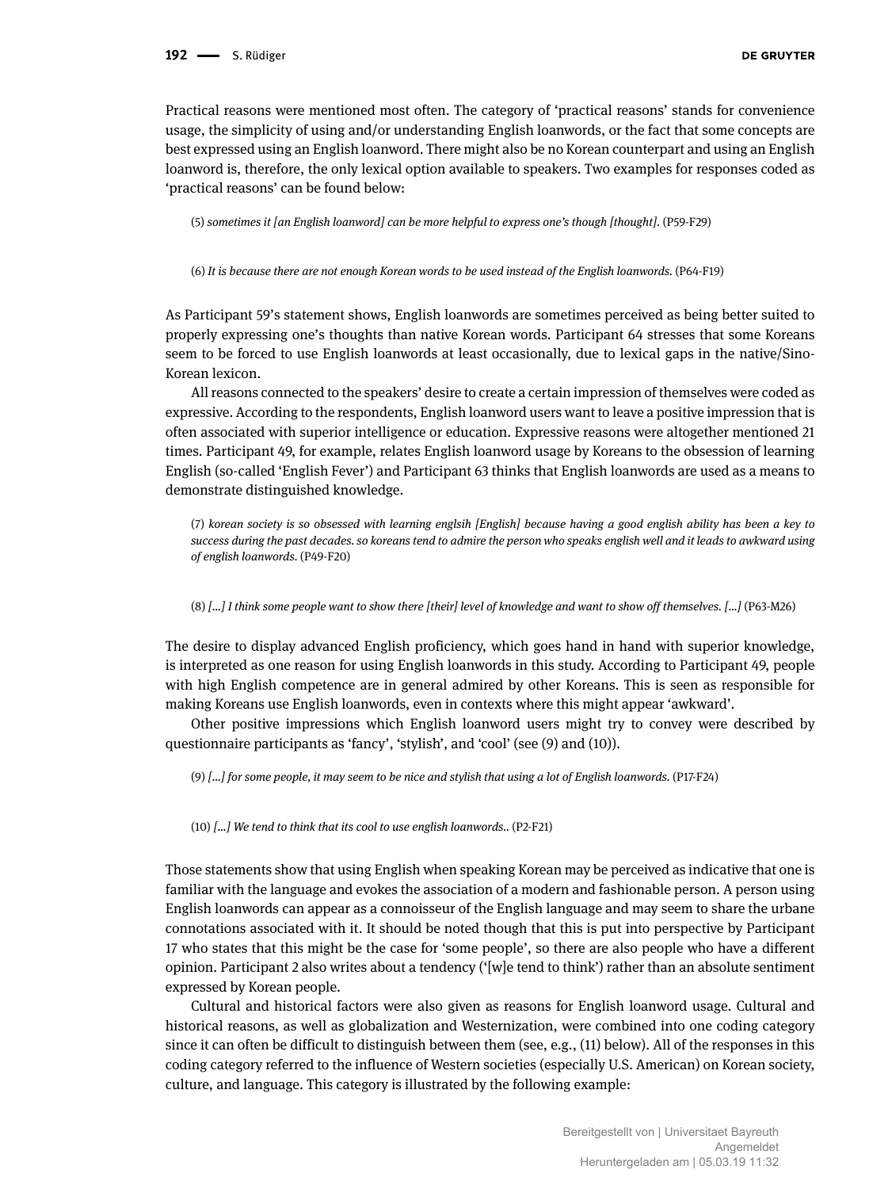Practical reasons were mentioned most often. The category of 'practical reasons' stands for convenience usage, the simplicity of using and/or understanding English loanwords, or the fact that some concepts are best expressed using an English loanword. There might also be no Korean counterpart and using an English loanword is, therefore, the only lexical option available to speakers. Two examples for responses coded as 'practical reasons' can be found below:

> (5) *sometimes it [an English loanword] can be more helpful to express one's though [thought].* (P59-F29)

> (6) *It is because there are not enough Korean words to be used instead of the English loanwords.* (P64-F19)

As Participant 59's statement shows, English loanwords are sometimes perceived as being better suited to properly expressing one's thoughts than native Korean words. Participant 64 stresses that some Koreans seem to be forced to use English loanwords at least occasionally, due to lexical gaps in the native/Sino-Korean lexicon.

All reasons connected to the speakers' desire to create a certain impression of themselves were coded as expressive. According to the respondents, English loanword users want to leave a positive impression that is often associated with superior intelligence or education. Expressive reasons were altogether mentioned 21 times. Participant 49, for example, relates English loanword usage by Koreans to the obsession of learning English (so-called 'English Fever') and Participant 63 thinks that English loanwords are used as a means to demonstrate distinguished knowledge.

> (7) *korean society is so obsessed with learning englsih [English] because having a good english ability has been a key to success during the past decades. so koreans tend to admire the person who speaks english well and it leads to awkward using of english loanwords.* (P49-F20)

> (8) *[...] I think some people want to show there [their] level of knowledge and want to show off themselves. [...]* (P63-M26)

The desire to display advanced English proficiency, which goes hand in hand with superior knowledge, is interpreted as one reason for using English loanwords in this study. According to Participant 49, people with high English competence are in general admired by other Koreans. This is seen as responsible for making Koreans use English loanwords, even in contexts where this might appear 'awkward'.

Other positive impressions which English loanword users might try to convey were described by questionnaire participants as 'fancy', 'stylish', and 'cool' (see (9) and (10)).

> (9) *[...] for some people, it may seem to be nice and stylish that using a lot of English loanwords.* (P17-F24)

> (10) *[...] We tend to think that its cool to use english loanwords..* (P2-F21)

Those statements show that using English when speaking Korean may be perceived as indicative that one is familiar with the language and evokes the association of a modern and fashionable person. A person using English loanwords can appear as a connoisseur of the English language and may seem to share the urbane connotations associated with it. It should be noted though that this is put into perspective by Participant 17 who states that this might be the case for 'some people', so there are also people who have a different opinion. Participant 2 also writes about a tendency ('[w]e tend to think') rather than an absolute sentiment expressed by Korean people.

Cultural and historical factors were also given as reasons for English loanword usage. Cultural and historical reasons, as well as globalization and Westernization, were combined into one coding category since it can often be difficult to distinguish between them (see, e.g., (11) below). All of the responses in this coding category referred to the influence of Western societies (especially U.S. American) on Korean society, culture, and language. This category is illustrated by the following example: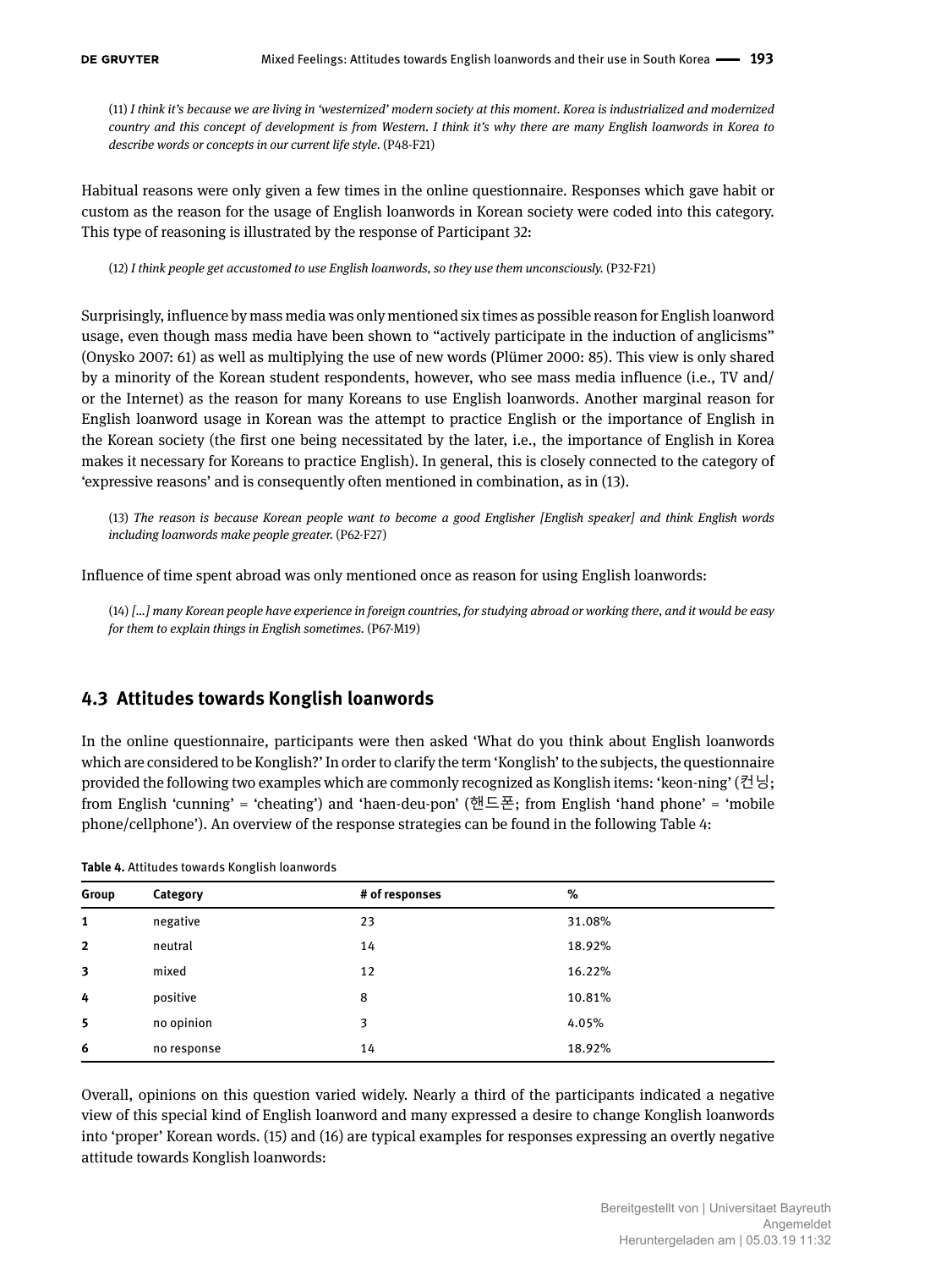(11) *I think it's because we are living in 'westernized' modern society at this moment. Korea is industrialized and modernized country and this concept of development is from Western. I think it's why there are many English loanwords in Korea to describe words or concepts in our current life style.* (P48-F21)

Habitual reasons were only given a few times in the online questionnaire. Responses which gave habit or custom as the reason for the usage of English loanwords in Korean society were coded into this category. This type of reasoning is illustrated by the response of Participant 32:

(12) *I think people get accustomed to use English loanwords, so they use them unconsciously.* (P32-F21)

Surprisingly, influence by mass media was only mentioned six times as possible reason for English loanword usage, even though mass media have been shown to "actively participate in the induction of anglicisms" (Onysko 2007: 61) as well as multiplying the use of new words (Plümer 2000: 85). This view is only shared by a minority of the Korean student respondents, however, who see mass media influence (i.e., TV and/ or the Internet) as the reason for many Koreans to use English loanwords. Another marginal reason for English loanword usage in Korean was the attempt to practice English or the importance of English in the Korean society (the first one being necessitated by the later, i.e., the importance of English in Korea makes it necessary for Koreans to practice English). In general, this is closely connected to the category of 'expressive reasons' and is consequently often mentioned in combination, as in (13).

(13) *The reason is because Korean people want to become a good Englisher [English speaker] and think English words including loanwords make people greater.* (P62-F27)

Influence of time spent abroad was only mentioned once as reason for using English loanwords:

(14) *[...] many Korean people have experience in foreign countries, for studying abroad or working there, and it would be easy for them to explain things in English sometimes.* (P67-M19)

## 4.3 Attitudes towards Konglish loanwords

In the online questionnaire, participants were then asked 'What do you think about English loanwords which are considered to be Konglish?' In order to clarify the term 'Konglish' to the subjects, the questionnaire provided the following two examples which are commonly recognized as Konglish items: 'keon-ning' (컨닝; from English 'cunning' = 'cheating') and 'haen-deu-pon' (핸드폰; from English 'hand phone' = 'mobile phone/cellphone'). An overview of the response strategies can be found in the following Table 4:

**Table 4.** Attitudes towards Konglish loanwords

| Group | Category | # of responses | % |
|---|---|---|---|
| 1 | negative | 23 | 31.08% |
| 2 | neutral | 14 | 18.92% |
| 3 | mixed | 12 | 16.22% |
| 4 | positive | 8 | 10.81% |
| 5 | no opinion | 3 | 4.05% |
| 6 | no response | 14 | 18.92% |

Overall, opinions on this question varied widely. Nearly a third of the participants indicated a negative view of this special kind of English loanword and many expressed a desire to change Konglish loanwords into 'proper' Korean words. (15) and (16) are typical examples for responses expressing an overtly negative attitude towards Konglish loanwords: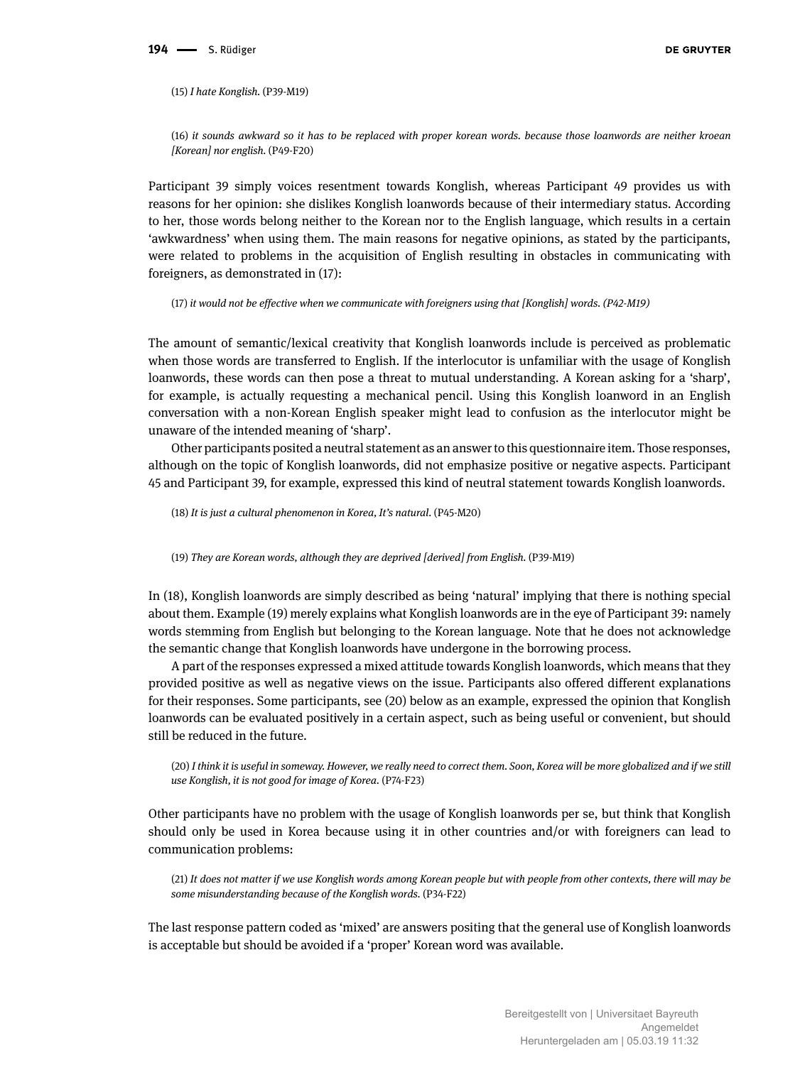(15) *I hate Konglish.* (P39-M19)

(16) *it sounds awkward so it has to be replaced with proper korean words. because those loanwords are neither kroean [Korean] nor english.* (P49-F20)

Participant 39 simply voices resentment towards Konglish, whereas Participant 49 provides us with reasons for her opinion: she dislikes Konglish loanwords because of their intermediary status. According to her, those words belong neither to the Korean nor to the English language, which results in a certain 'awkwardness' when using them. The main reasons for negative opinions, as stated by the participants, were related to problems in the acquisition of English resulting in obstacles in communicating with foreigners, as demonstrated in (17):

(17) *it would not be effective when we communicate with foreigners using that [Konglish] words. (P42-M19)*

The amount of semantic/lexical creativity that Konglish loanwords include is perceived as problematic when those words are transferred to English. If the interlocutor is unfamiliar with the usage of Konglish loanwords, these words can then pose a threat to mutual understanding. A Korean asking for a 'sharp', for example, is actually requesting a mechanical pencil. Using this Konglish loanword in an English conversation with a non-Korean English speaker might lead to confusion as the interlocutor might be unaware of the intended meaning of 'sharp'.

Other participants posited a neutral statement as an answer to this questionnaire item. Those responses, although on the topic of Konglish loanwords, did not emphasize positive or negative aspects. Participant 45 and Participant 39, for example, expressed this kind of neutral statement towards Konglish loanwords.

(18) *It is just a cultural phenomenon in Korea, It's natural.* (P45-M20)

(19) *They are Korean words, although they are deprived [derived] from English.* (P39-M19)

In (18), Konglish loanwords are simply described as being 'natural' implying that there is nothing special about them. Example (19) merely explains what Konglish loanwords are in the eye of Participant 39: namely words stemming from English but belonging to the Korean language. Note that he does not acknowledge the semantic change that Konglish loanwords have undergone in the borrowing process.

A part of the responses expressed a mixed attitude towards Konglish loanwords, which means that they provided positive as well as negative views on the issue. Participants also offered different explanations for their responses. Some participants, see (20) below as an example, expressed the opinion that Konglish loanwords can be evaluated positively in a certain aspect, such as being useful or convenient, but should still be reduced in the future.

(20) *I think it is useful in someway. However, we really need to correct them. Soon, Korea will be more globalized and if we still use Konglish, it is not good for image of Korea.* (P74-F23)

Other participants have no problem with the usage of Konglish loanwords per se, but think that Konglish should only be used in Korea because using it in other countries and/or with foreigners can lead to communication problems:

(21) *It does not matter if we use Konglish words among Korean people but with people from other contexts, there will may be some misunderstanding because of the Konglish words.* (P34-F22)

The last response pattern coded as 'mixed' are answers positing that the general use of Konglish loanwords is acceptable but should be avoided if a 'proper' Korean word was available.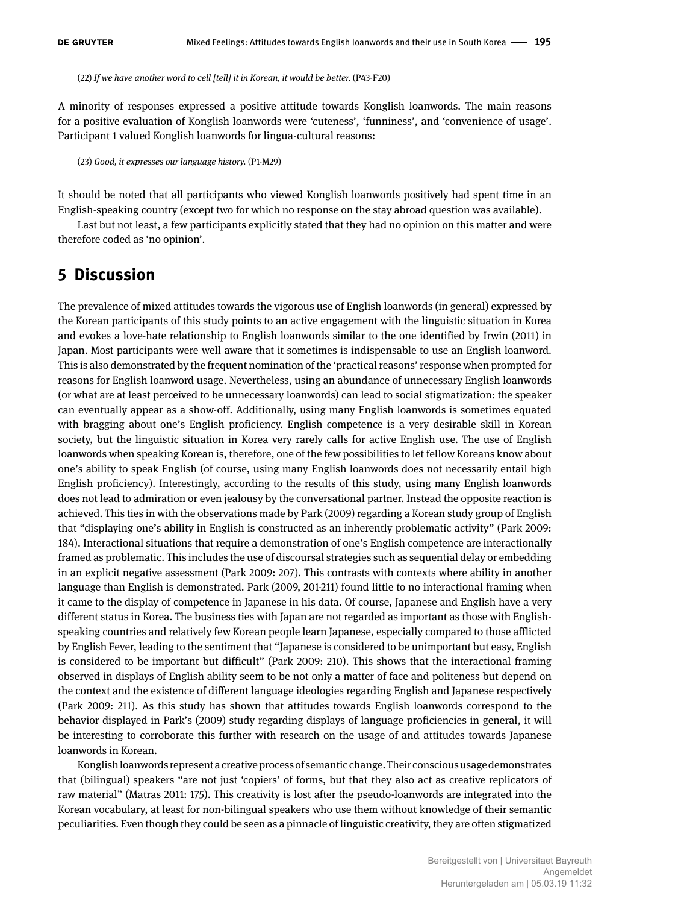(22) *If we have another word to cell [tell] it in Korean, it would be better.* (P43-F20)

A minority of responses expressed a positive attitude towards Konglish loanwords. The main reasons for a positive evaluation of Konglish loanwords were 'cuteness', 'funniness', and 'convenience of usage'. Participant 1 valued Konglish loanwords for lingua-cultural reasons:

(23) *Good, it expresses our language history.* (P1-M29)

It should be noted that all participants who viewed Konglish loanwords positively had spent time in an English-speaking country (except two for which no response on the stay abroad question was available).

Last but not least, a few participants explicitly stated that they had no opinion on this matter and were therefore coded as 'no opinion'.

## 5 Discussion

The prevalence of mixed attitudes towards the vigorous use of English loanwords (in general) expressed by the Korean participants of this study points to an active engagement with the linguistic situation in Korea and evokes a love-hate relationship to English loanwords similar to the one identified by Irwin (2011) in Japan. Most participants were well aware that it sometimes is indispensable to use an English loanword. This is also demonstrated by the frequent nomination of the 'practical reasons' response when prompted for reasons for English loanword usage. Nevertheless, using an abundance of unnecessary English loanwords (or what are at least perceived to be unnecessary loanwords) can lead to social stigmatization: the speaker can eventually appear as a show-off. Additionally, using many English loanwords is sometimes equated with bragging about one's English proficiency. English competence is a very desirable skill in Korean society, but the linguistic situation in Korea very rarely calls for active English use. The use of English loanwords when speaking Korean is, therefore, one of the few possibilities to let fellow Koreans know about one's ability to speak English (of course, using many English loanwords does not necessarily entail high English proficiency). Interestingly, according to the results of this study, using many English loanwords does not lead to admiration or even jealousy by the conversational partner. Instead the opposite reaction is achieved. This ties in with the observations made by Park (2009) regarding a Korean study group of English that "displaying one's ability in English is constructed as an inherently problematic activity" (Park 2009: 184). Interactional situations that require a demonstration of one's English competence are interactionally framed as problematic. This includes the use of discoursal strategies such as sequential delay or embedding in an explicit negative assessment (Park 2009: 207). This contrasts with contexts where ability in another language than English is demonstrated. Park (2009, 201-211) found little to no interactional framing when it came to the display of competence in Japanese in his data. Of course, Japanese and English have a very different status in Korea. The business ties with Japan are not regarded as important as those with English-speaking countries and relatively few Korean people learn Japanese, especially compared to those afflicted by English Fever, leading to the sentiment that "Japanese is considered to be unimportant but easy, English is considered to be important but difficult" (Park 2009: 210). This shows that the interactional framing observed in displays of English ability seem to be not only a matter of face and politeness but depend on the context and the existence of different language ideologies regarding English and Japanese respectively (Park 2009: 211). As this study has shown that attitudes towards English loanwords correspond to the behavior displayed in Park's (2009) study regarding displays of language proficiencies in general, it will be interesting to corroborate this further with research on the usage of and attitudes towards Japanese loanwords in Korean.

Konglish loanwords represent a creative process of semantic change. Their conscious usage demonstrates that (bilingual) speakers "are not just 'copiers' of forms, but that they also act as creative replicators of raw material" (Matras 2011: 175). This creativity is lost after the pseudo-loanwords are integrated into the Korean vocabulary, at least for non-bilingual speakers who use them without knowledge of their semantic peculiarities. Even though they could be seen as a pinnacle of linguistic creativity, they are often stigmatized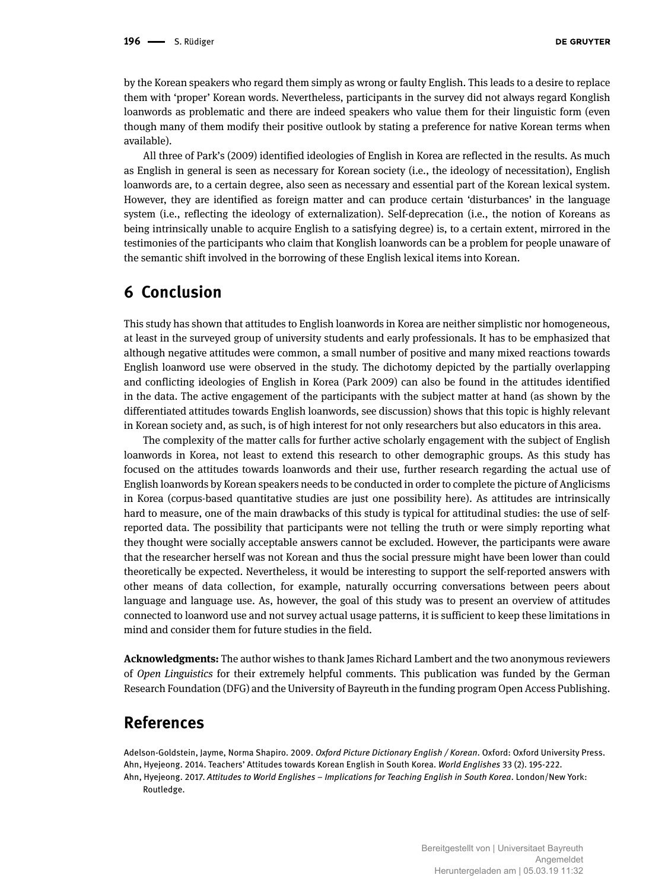by the Korean speakers who regard them simply as wrong or faulty English. This leads to a desire to replace them with 'proper' Korean words. Nevertheless, participants in the survey did not always regard Konglish loanwords as problematic and there are indeed speakers who value them for their linguistic form (even though many of them modify their positive outlook by stating a preference for native Korean terms when available).

All three of Park's (2009) identified ideologies of English in Korea are reflected in the results. As much as English in general is seen as necessary for Korean society (i.e., the ideology of necessitation), English loanwords are, to a certain degree, also seen as necessary and essential part of the Korean lexical system. However, they are identified as foreign matter and can produce certain 'disturbances' in the language system (i.e., reflecting the ideology of externalization). Self-deprecation (i.e., the notion of Koreans as being intrinsically unable to acquire English to a satisfying degree) is, to a certain extent, mirrored in the testimonies of the participants who claim that Konglish loanwords can be a problem for people unaware of the semantic shift involved in the borrowing of these English lexical items into Korean.

## 6 Conclusion

This study has shown that attitudes to English loanwords in Korea are neither simplistic nor homogeneous, at least in the surveyed group of university students and early professionals. It has to be emphasized that although negative attitudes were common, a small number of positive and many mixed reactions towards English loanword use were observed in the study. The dichotomy depicted by the partially overlapping and conflicting ideologies of English in Korea (Park 2009) can also be found in the attitudes identified in the data. The active engagement of the participants with the subject matter at hand (as shown by the differentiated attitudes towards English loanwords, see discussion) shows that this topic is highly relevant in Korean society and, as such, is of high interest for not only researchers but also educators in this area.

The complexity of the matter calls for further active scholarly engagement with the subject of English loanwords in Korea, not least to extend this research to other demographic groups. As this study has focused on the attitudes towards loanwords and their use, further research regarding the actual use of English loanwords by Korean speakers needs to be conducted in order to complete the picture of Anglicisms in Korea (corpus-based quantitative studies are just one possibility here). As attitudes are intrinsically hard to measure, one of the main drawbacks of this study is typical for attitudinal studies: the use of self-reported data. The possibility that participants were not telling the truth or were simply reporting what they thought were socially acceptable answers cannot be excluded. However, the participants were aware that the researcher herself was not Korean and thus the social pressure might have been lower than could theoretically be expected. Nevertheless, it would be interesting to support the self-reported answers with other means of data collection, for example, naturally occurring conversations between peers about language and language use. As, however, the goal of this study was to present an overview of attitudes connected to loanword use and not survey actual usage patterns, it is sufficient to keep these limitations in mind and consider them for future studies in the field.

**Acknowledgments:** The author wishes to thank James Richard Lambert and the two anonymous reviewers of *Open Linguistics* for their extremely helpful comments. This publication was funded by the German Research Foundation (DFG) and the University of Bayreuth in the funding program Open Access Publishing.

## References

Adelson-Goldstein, Jayme, Norma Shapiro. 2009. *Oxford Picture Dictionary English / Korean*. Oxford: Oxford University Press.

Ahn, Hyejeong. 2014. Teachers' Attitudes towards Korean English in South Korea. *World Englishes* 33 (2). 195-222.

Ahn, Hyejeong. 2017. *Attitudes to World Englishes – Implications for Teaching English in South Korea*. London/New York: Routledge.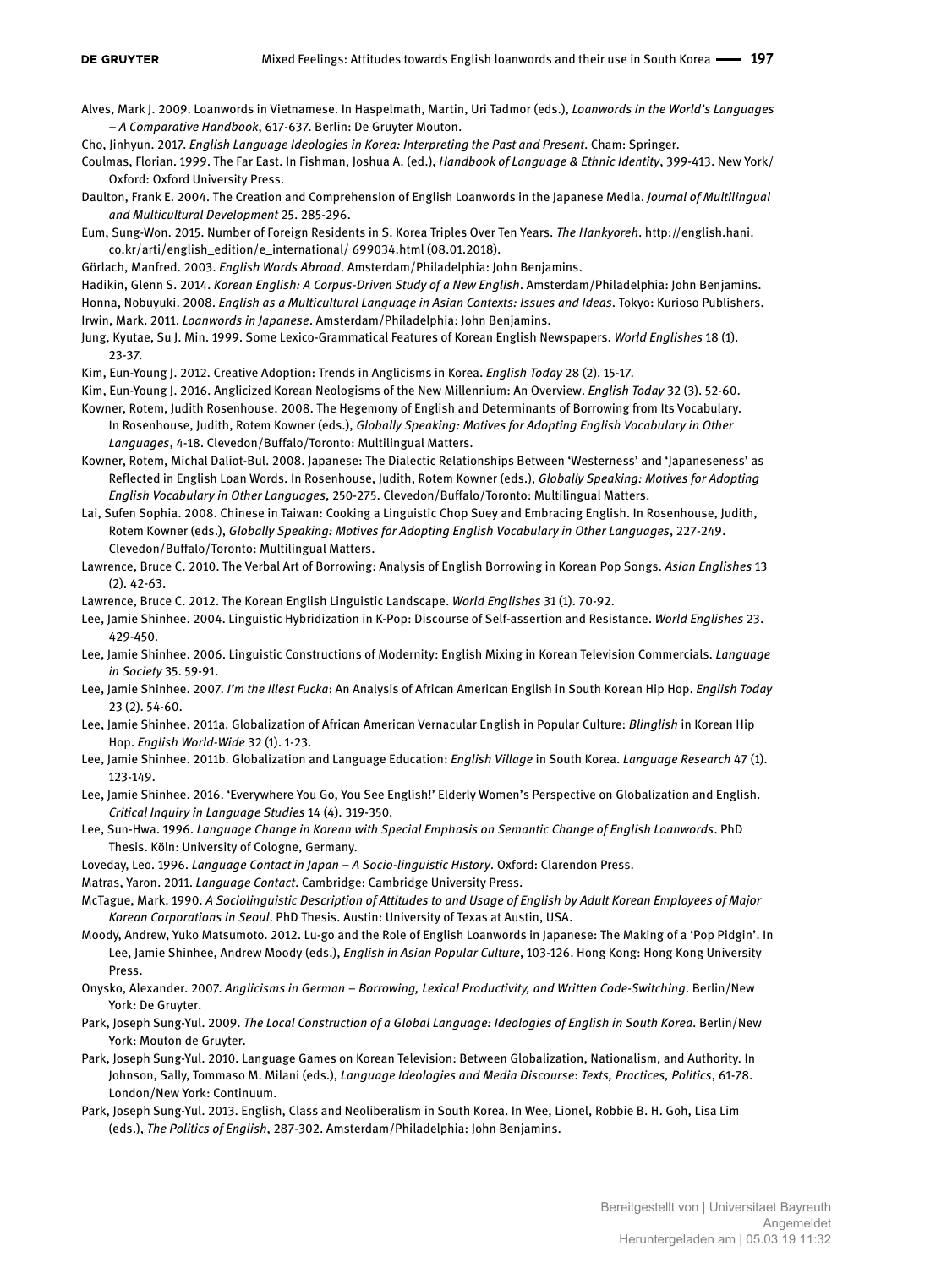Alves, Mark J. 2009. Loanwords in Vietnamese. In Haspelmath, Martin, Uri Tadmor (eds.), *Loanwords in the World's Languages – A Comparative Handbook*, 617-637. Berlin: De Gruyter Mouton.

Cho, Jinhyun. 2017. *English Language Ideologies in Korea: Interpreting the Past and Present*. Cham: Springer.

Coulmas, Florian. 1999. The Far East. In Fishman, Joshua A. (ed.), *Handbook of Language & Ethnic Identity*, 399-413. New York/Oxford: Oxford University Press.

Daulton, Frank E. 2004. The Creation and Comprehension of English Loanwords in the Japanese Media. *Journal of Multilingual and Multicultural Development* 25. 285-296.

Eum, Sung-Won. 2015. Number of Foreign Residents in S. Korea Triples Over Ten Years. *The Hankyoreh*. http://english.hani.co.kr/arti/english_edition/e_international/ 699034.html (08.01.2018).

Görlach, Manfred. 2003. *English Words Abroad*. Amsterdam/Philadelphia: John Benjamins.

Hadikin, Glenn S. 2014. *Korean English: A Corpus-Driven Study of a New English*. Amsterdam/Philadelphia: John Benjamins.

Honna, Nobuyuki. 2008. *English as a Multicultural Language in Asian Contexts: Issues and Ideas*. Tokyo: Kurioso Publishers.

Irwin, Mark. 2011. *Loanwords in Japanese*. Amsterdam/Philadelphia: John Benjamins.

Jung, Kyutae, Su J. Min. 1999. Some Lexico-Grammatical Features of Korean English Newspapers. *World Englishes* 18 (1). 23-37.

Kim, Eun-Young J. 2012. Creative Adoption: Trends in Anglicisms in Korea. *English Today* 28 (2). 15-17.

Kim, Eun-Young J. 2016. Anglicized Korean Neologisms of the New Millennium: An Overview. *English Today* 32 (3). 52-60.

Kowner, Rotem, Judith Rosenhouse. 2008. The Hegemony of English and Determinants of Borrowing from Its Vocabulary. In Rosenhouse, Judith, Rotem Kowner (eds.), *Globally Speaking: Motives for Adopting English Vocabulary in Other Languages*, 4-18. Clevedon/Buffalo/Toronto: Multilingual Matters.

Kowner, Rotem, Michal Daliot-Bul. 2008. Japanese: The Dialectic Relationships Between 'Westerness' and 'Japaneseness' as Reflected in English Loan Words. In Rosenhouse, Judith, Rotem Kowner (eds.), *Globally Speaking: Motives for Adopting English Vocabulary in Other Languages*, 250-275. Clevedon/Buffalo/Toronto: Multilingual Matters.

Lai, Sufen Sophia. 2008. Chinese in Taiwan: Cooking a Linguistic Chop Suey and Embracing English. In Rosenhouse, Judith, Rotem Kowner (eds.), *Globally Speaking: Motives for Adopting English Vocabulary in Other Languages*, 227-249. Clevedon/Buffalo/Toronto: Multilingual Matters.

Lawrence, Bruce C. 2010. The Verbal Art of Borrowing: Analysis of English Borrowing in Korean Pop Songs. *Asian Englishes* 13 (2). 42-63.

Lawrence, Bruce C. 2012. The Korean English Linguistic Landscape. *World Englishes* 31 (1). 70-92.

Lee, Jamie Shinhee. 2004. Linguistic Hybridization in K-Pop: Discourse of Self-assertion and Resistance. *World Englishes* 23. 429-450.

Lee, Jamie Shinhee. 2006. Linguistic Constructions of Modernity: English Mixing in Korean Television Commercials. *Language in Society* 35. 59-91.

Lee, Jamie Shinhee. 2007. *I'm the Illest Fucka*: An Analysis of African American English in South Korean Hip Hop. *English Today* 23 (2). 54-60.

Lee, Jamie Shinhee. 2011a. Globalization of African American Vernacular English in Popular Culture: *Blinglish* in Korean Hip Hop. *English World-Wide* 32 (1). 1-23.

Lee, Jamie Shinhee. 2011b. Globalization and Language Education: *English Village* in South Korea. *Language Research* 47 (1). 123-149.

Lee, Jamie Shinhee. 2016. 'Everywhere You Go, You See English!' Elderly Women's Perspective on Globalization and English. *Critical Inquiry in Language Studies* 14 (4). 319-350.

Lee, Sun-Hwa. 1996. *Language Change in Korean with Special Emphasis on Semantic Change of English Loanwords*. PhD Thesis. Köln: University of Cologne, Germany.

Loveday, Leo. 1996. *Language Contact in Japan – A Socio-linguistic History*. Oxford: Clarendon Press.

Matras, Yaron. 2011. *Language Contact*. Cambridge: Cambridge University Press.

McTague, Mark. 1990. *A Sociolinguistic Description of Attitudes to and Usage of English by Adult Korean Employees of Major Korean Corporations in Seoul*. PhD Thesis. Austin: University of Texas at Austin, USA.

Moody, Andrew, Yuko Matsumoto. 2012. Lu-go and the Role of English Loanwords in Japanese: The Making of a 'Pop Pidgin'. In Lee, Jamie Shinhee, Andrew Moody (eds.), *English in Asian Popular Culture*, 103-126. Hong Kong: Hong Kong University Press.

Onysko, Alexander. 2007. *Anglicisms in German – Borrowing, Lexical Productivity, and Written Code-Switching*. Berlin/New York: De Gruyter.

Park, Joseph Sung-Yul. 2009. *The Local Construction of a Global Language: Ideologies of English in South Korea*. Berlin/New York: Mouton de Gruyter.

Park, Joseph Sung-Yul. 2010. Language Games on Korean Television: Between Globalization, Nationalism, and Authority. In Johnson, Sally, Tommaso M. Milani (eds.), *Language Ideologies and Media Discourse*: *Texts, Practices, Politics*, 61-78. London/New York: Continuum.

Park, Joseph Sung-Yul. 2013. English, Class and Neoliberalism in South Korea. In Wee, Lionel, Robbie B. H. Goh, Lisa Lim (eds.), *The Politics of English*, 287-302. Amsterdam/Philadelphia: John Benjamins.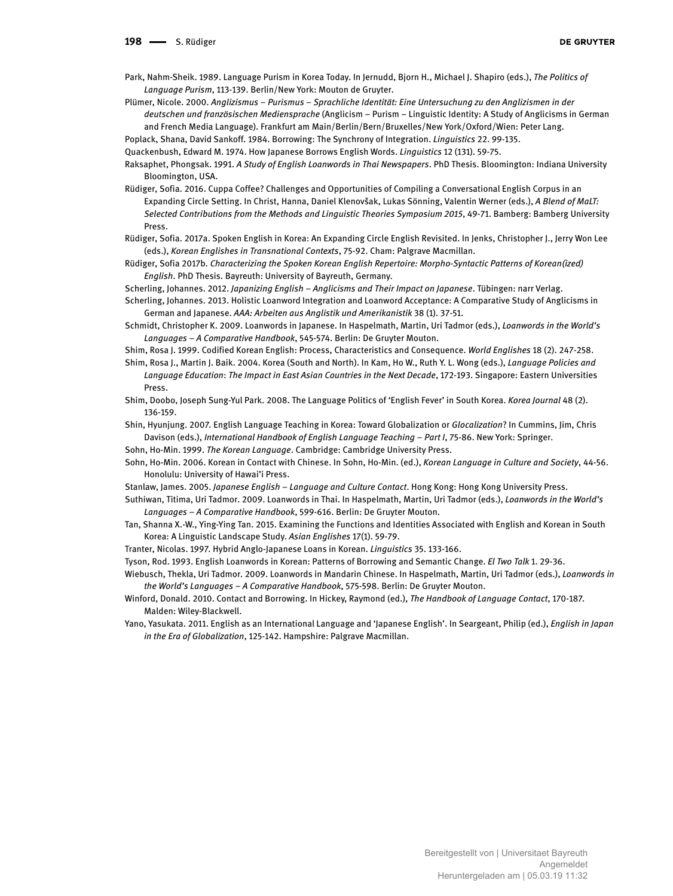Park, Nahm-Sheik. 1989. Language Purism in Korea Today. In Jernudd, Bjorn H., Michael J. Shapiro (eds.), *The Politics of Language Purism*, 113-139. Berlin/New York: Mouton de Gruyter.

Plümer, Nicole. 2000. *Anglizismus – Purismus – Sprachliche Identität: Eine Untersuchung zu den Anglizismen in der deutschen und französischen Mediensprache* (Anglicism – Purism – Linguistic Identity: A Study of Anglicisms in German and French Media Language). Frankfurt am Main/Berlin/Bern/Bruxelles/New York/Oxford/Wien: Peter Lang.

Poplack, Shana, David Sankoff. 1984. Borrowing: The Synchrony of Integration. *Linguistics* 22. 99-135.

Quackenbush, Edward M. 1974. How Japanese Borrows English Words. *Linguistics* 12 (131). 59-75.

Raksaphet, Phongsak. 1991. *A Study of English Loanwords in Thai Newspapers*. PhD Thesis. Bloomington: Indiana University Bloomington, USA.

Rüdiger, Sofia. 2016. Cuppa Coffee? Challenges and Opportunities of Compiling a Conversational English Corpus in an Expanding Circle Setting. In Christ, Hanna, Daniel Klenovšak, Lukas Sönning, Valentin Werner (eds.), *A Blend of MaLT: Selected Contributions from the Methods and Linguistic Theories Symposium 2015*, 49-71. Bamberg: Bamberg University Press.

Rüdiger, Sofia. 2017a. Spoken English in Korea: An Expanding Circle English Revisited. In Jenks, Christopher J., Jerry Won Lee (eds.), *Korean Englishes in Transnational Contexts*, 75-92. Cham: Palgrave Macmillan.

Rüdiger, Sofia 2017b. *Characterizing the Spoken Korean English Repertoire: Morpho-Syntactic Patterns of Korean(ized) English*. PhD Thesis. Bayreuth: University of Bayreuth, Germany.

Scherling, Johannes. 2012. *Japanizing English – Anglicisms and Their Impact on Japanese*. Tübingen: narr Verlag.

Scherling, Johannes. 2013. Holistic Loanword Integration and Loanword Acceptance: A Comparative Study of Anglicisms in German and Japanese. *AAA: Arbeiten aus Anglistik und Amerikanistik* 38 (1). 37-51.

Schmidt, Christopher K. 2009. Loanwords in Japanese. In Haspelmath, Martin, Uri Tadmor (eds.), *Loanwords in the World's Languages – A Comparative Handbook*, 545-574. Berlin: De Gruyter Mouton.

Shim, Rosa J. 1999. Codified Korean English: Process, Characteristics and Consequence. *World Englishes* 18 (2). 247-258.

Shim, Rosa J., Martin J. Baik. 2004. Korea (South and North). In Kam, Ho W., Ruth Y. L. Wong (eds.), *Language Policies and Language Education*: *The Impact in East Asian Countries in the Next Decade*, 172-193. Singapore: Eastern Universities Press.

Shim, Doobo, Joseph Sung-Yul Park. 2008. The Language Politics of 'English Fever' in South Korea. *Korea Journal* 48 (2). 136-159.

Shin, Hyunjung. 2007. English Language Teaching in Korea: Toward Globalization or *Glocalization*? In Cummins, Jim, Chris Davison (eds.), *International Handbook of English Language Teaching – Part I*, 75-86. New York: Springer.

Sohn, Ho-Min. 1999. *The Korean Language*. Cambridge: Cambridge University Press.

Sohn, Ho-Min. 2006. Korean in Contact with Chinese. In Sohn, Ho-Min. (ed.), *Korean Language in Culture and Society*, 44-56. Honolulu: University of Hawai'i Press.

Stanlaw, James. 2005. *Japanese English – Language and Culture Contact*. Hong Kong: Hong Kong University Press.

Suthiwan, Titima, Uri Tadmor. 2009. Loanwords in Thai. In Haspelmath, Martin, Uri Tadmor (eds.), *Loanwords in the World's Languages – A Comparative Handbook*, 599-616. Berlin: De Gruyter Mouton.

Tan, Shanna X.-W., Ying-Ying Tan. 2015. Examining the Functions and Identities Associated with English and Korean in South Korea: A Linguistic Landscape Study. *Asian Englishes* 17(1). 59-79.

Tranter, Nicolas. 1997. Hybrid Anglo-Japanese Loans in Korean. *Linguistics* 35. 133-166.

Tyson, Rod. 1993. English Loanwords in Korean: Patterns of Borrowing and Semantic Change. *El Two Talk* 1. 29-36.

Wiebusch, Thekla, Uri Tadmor. 2009. Loanwords in Mandarin Chinese. In Haspelmath, Martin, Uri Tadmor (eds.), *Loanwords in the World's Languages – A Comparative Handbook*, 575-598. Berlin: De Gruyter Mouton.

Winford, Donald. 2010. Contact and Borrowing. In Hickey, Raymond (ed.), *The Handbook of Language Contact*, 170-187. Malden: Wiley-Blackwell.

Yano, Yasukata. 2011. English as an International Language and 'Japanese English'. In Seargeant, Philip (ed.), *English in Japan in the Era of Globalization*, 125-142. Hampshire: Palgrave Macmillan.